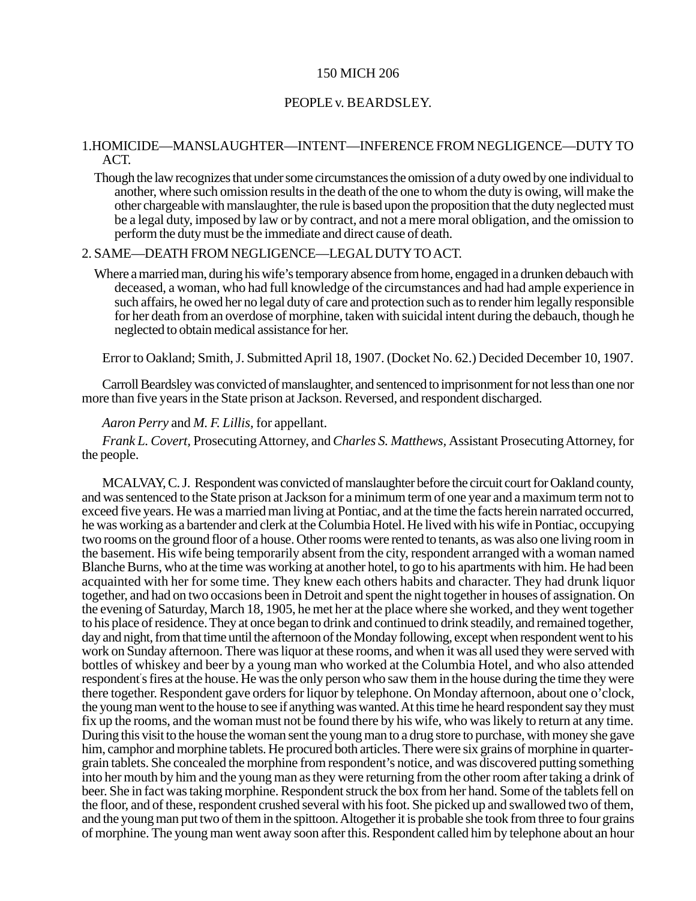150 MICH 206

PEOPLE v. BEARDSLEY.

1. HOMICIDE—MANSLAUGHTER—INTENT—INFERENCE FROM NEGLIGENCE—DUTY TO ACT.

Though the law recognizes that under some circumstances the omission of a duty owed by one individual to another, where such omission results in the death of the one to whom the duty is owing, will make the other chargeable with manslaughter, the rule is based upon the proposition that the duty neglected must be a legal duty, imposed by law or by contract, and not a mere moral obligation, and the omission to perform the duty must be the immediate and direct cause of death.

2. SAME—DEATH FROM NEGLIGENCE—LEGAL DUTY TO ACT.

Where a married man, during his wife's temporary absence from home, engaged in a drunken debauch with deceased, a woman, who had full knowledge of the circumstances and had had ample experience in such affairs, he owed her no legal duty of care and protection such as to render him legally responsible for her death from an overdose of morphine, taken with suicidal intent during the debauch, though he neglected to obtain medical assistance for her.

Error to Oakland; Smith, J. Submitted April 18, 1907. (Docket No. 62.) Decided December 10, 1907.

Carroll Beardsley was convicted of manslaughter, and sentenced to imprisonment for not less than one nor more than five years in the State prison at Jackson. Reversed, and respondent discharged.

*Aaron Perry* and *M. F. Lillis*, for appellant.

*Frank L. Covert*, Prosecuting Attorney, and *Charles S. Matthews*, Assistant Prosecuting Attorney, for the people.

MCALVAY, C. J. Respondent was convicted of manslaughter before the circuit court for Oakland county, and was sentenced to the State prison at Jackson for a minimum term of one year and a maximum term not to exceed five years. He was a married man living at Pontiac, and at the time the facts herein narrated occurred, he was working as a bartender and clerk at the Columbia Hotel. He lived with his wife in Pontiac, occupying two rooms on the ground floor of a house. Other rooms were rented to tenants, as was also one living room in the basement. His wife being temporarily absent from the city, respondent arranged with a woman named Blanche Burns, who at the time was working at another hotel, to go to his apartments with him. He had been acquainted with her for some time. They knew each others habits and character. They had drunk liquor together, and had on two occasions been in Detroit and spent the night together in houses of assignation. On the evening of Saturday, March 18, 1905, he met her at the place where she worked, and they went together to his place of residence. They at once began to drink and continued to drink steadily, and remained together, day and night, from that time until the afternoon of the Monday following, except when respondent went to his work on Sunday afternoon. There was liquor at these rooms, and when it was all used they were served with bottles of whiskey and beer by a young man who worked at the Columbia Hotel, and who also attended respondent's fires at the house. He was the only person who saw them in the house during the time they were there together. Respondent gave orders for liquor by telephone. On Monday afternoon, about one o'clock, the young man went to the house to see if anything was wanted. At this time he heard respondent say they must fix up the rooms, and the woman must not be found there by his wife, who was likely to return at any time. During this visit to the house the woman sent the young man to a drug store to purchase, with money she gave him, camphor and morphine tablets. He procured both articles. There were six grains of morphine in quarter-grain tablets. She concealed the morphine from respondent's notice, and was discovered putting something into her mouth by him and the young man as they were returning from the other room after taking a drink of beer. She in fact was taking morphine. Respondent struck the box from her hand. Some of the tablets fell on the floor, and of these, respondent crushed several with his foot. She picked up and swallowed two of them, and the young man put two of them in the spittoon. Altogether it is probable she took from three to four grains of morphine. The young man went away soon after this. Respondent called him by telephone about an hour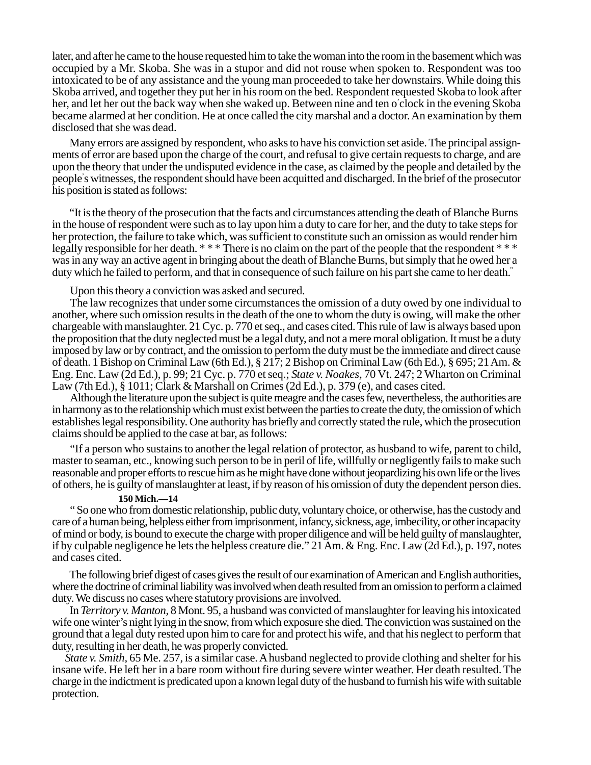later, and after he came to the house requested him to take the woman into the room in the basement which was occupied by a Mr. Skoba. She was in a stupor and did not rouse when spoken to. Respondent was too intoxicated to be of any assistance and the young man proceeded to take her downstairs. While doing this Skoba arrived, and together they put her in his room on the bed. Respondent requested Skoba to look after her, and let her out the back way when she waked up. Between nine and ten o'clock in the evening Skoba became alarmed at her condition. He at once called the city marshal and a doctor. An examination by them disclosed that she was dead.

Many errors are assigned by respondent, who asks to have his conviction set aside. The principal assignments of error are based upon the charge of the court, and refusal to give certain requests to charge, and are upon the theory that under the undisputed evidence in the case, as claimed by the people and detailed by the people's witnesses, the respondent should have been acquitted and discharged. In the brief of the prosecutor his position is stated as follows:

"It is the theory of the prosecution that the facts and circumstances attending the death of Blanche Burns in the house of respondent were such as to lay upon him a duty to care for her, and the duty to take steps for her protection, the failure to take which, was sufficient to constitute such an omission as would render him legally responsible for her death. * * * There is no claim on the part of the people that the respondent * * * was in any way an active agent in bringing about the death of Blanche Burns, but simply that he owed her a duty which he failed to perform, and that in consequence of such failure on his part she came to her death."

Upon this theory a conviction was asked and secured.

The law recognizes that under some circumstances the omission of a duty owed by one individual to another, where such omission results in the death of the one to whom the duty is owing, will make the other chargeable with manslaughter. 21 Cyc. p. 770 et seq., and cases cited. This rule of law is always based upon the proposition that the duty neglected must be a legal duty, and not a mere moral obligation. It must be a duty imposed by law or by contract, and the omission to perform the duty must be the immediate and direct cause of death. 1 Bishop on Criminal Law (6th Ed.), § 217; 2 Bishop on Criminal Law (6th Ed.), § 695; 21 Am. & Eng. Enc. Law (2d Ed.), p. 99; 21 Cyc. p. 770 et seq.; *State v. Noakes*, 70 Vt. 247; 2 Wharton on Criminal Law (7th Ed.), § 1011; Clark & Marshall on Crimes (2d Ed.), p. 379 (e), and cases cited.

Although the literature upon the subject is quite meagre and the cases few, nevertheless, the authorities are in harmony as to the relationship which must exist between the parties to create the duty, the omission of which establishes legal responsibility. One authority has briefly and correctly stated the rule, which the prosecution claims should be applied to the case at bar, as follows:

"If a person who sustains to another the legal relation of protector, as husband to wife, parent to child, master to seaman, etc., knowing such person to be in peril of life, willfully or negligently fails to make such reasonable and proper efforts to rescue him as he might have done without jeopardizing his own life or the lives of others, he is guilty of manslaughter at least, if by reason of his omission of duty the dependent person dies.

**150 Mich.—14**

"So one who from domestic relationship, public duty, voluntary choice, or otherwise, has the custody and care of a human being, helpless either from imprisonment, infancy, sickness, age, imbecility, or other incapacity of mind or body, is bound to execute the charge with proper diligence and will be held guilty of manslaughter, if by culpable negligence he lets the helpless creature die." 21 Am. & Eng. Enc. Law (2d Ed.), p. 197, notes and cases cited.

The following brief digest of cases gives the result of our examination of American and English authorities, where the doctrine of criminal liability was involved when death resulted from an omission to perform a claimed duty. We discuss no cases where statutory provisions are involved.

In *Territory v. Manton*, 8 Mont. 95, a husband was convicted of manslaughter for leaving his intoxicated wife one winter's night lying in the snow, from which exposure she died. The conviction was sustained on the ground that a legal duty rested upon him to care for and protect his wife, and that his neglect to perform that duty, resulting in her death, he was properly convicted.

*State v. Smith*, 65 Me. 257, is a similar case. A husband neglected to provide clothing and shelter for his insane wife. He left her in a bare room without fire during severe winter weather. Her death resulted. The charge in the indictment is predicated upon a known legal duty of the husband to furnish his wife with suitable protection.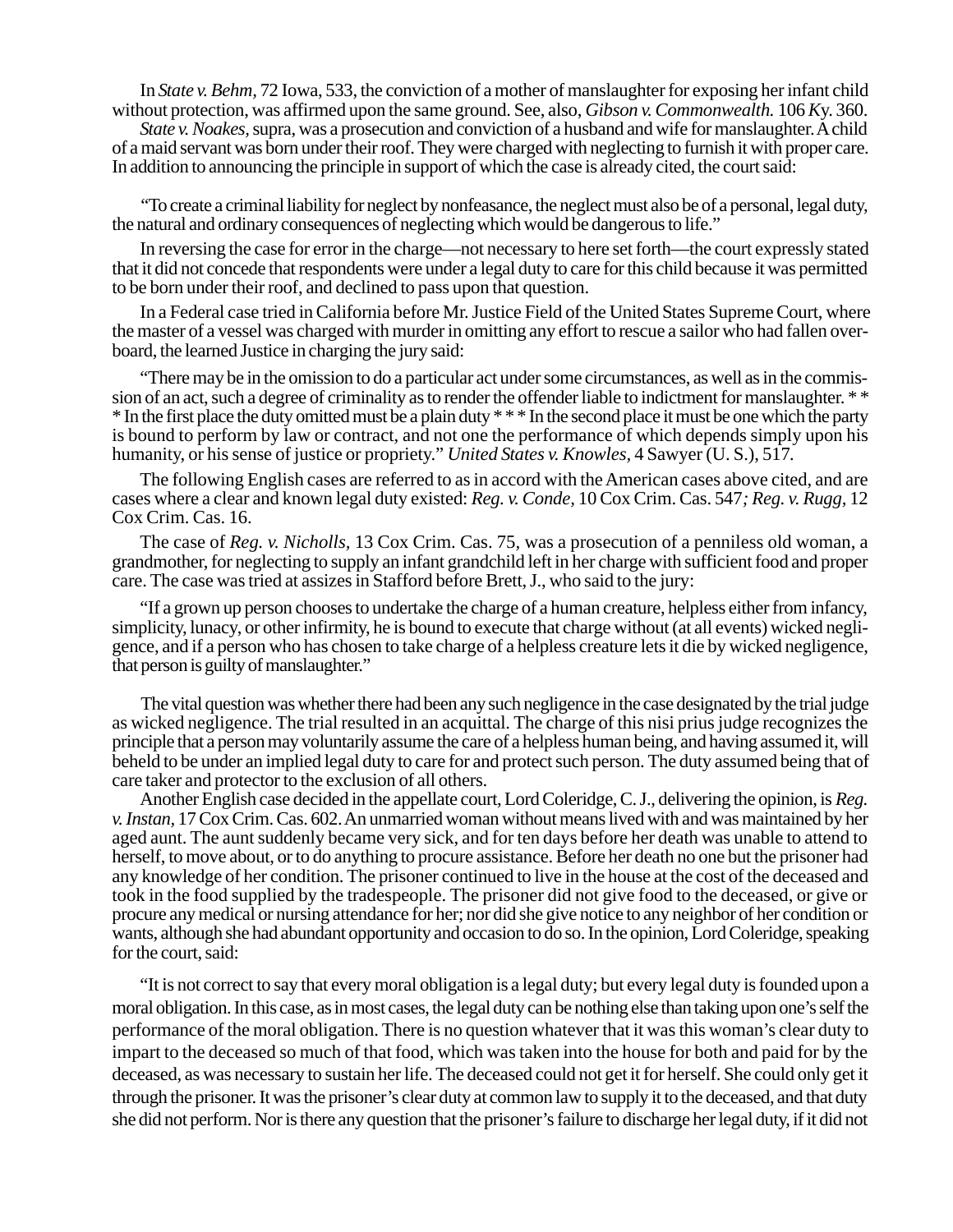In *State v. Behm,* 72 Iowa, 533, the conviction of a mother of manslaughter for exposing her infant child without protection, was affirmed upon the same ground. See, also, *Gibson v. Commonwealth.* 106 Ky. 360.

*State v. Noakes,* supra, was a prosecution and conviction of a husband and wife for manslaughter. A child of a maid servant was born under their roof. They were charged with neglecting to furnish it with proper care. In addition to announcing the principle in support of which the case is already cited, the court said:

"To create a criminal liability for neglect by nonfeasance, the neglect must also be of a personal, legal duty, the natural and ordinary consequences of neglecting which would be dangerous to life."

In reversing the case for error in the charge—not necessary to here set forth—the court expressly stated that it did not concede that respondents were under a legal duty to care for this child because it was permitted to be born under their roof, and declined to pass upon that question.

In a Federal case tried in California before Mr. Justice Field of the United States Supreme Court, where the master of a vessel was charged with murder in omitting any effort to rescue a sailor who had fallen overboard, the learned Justice in charging the jury said:

"There may be in the omission to do a particular act under some circumstances, as well as in the commission of an act, such a degree of criminality as to render the offender liable to indictment for manslaughter. * * * In the first place the duty omitted must be a plain duty * * * In the second place it must be one which the party is bound to perform by law or contract, and not one the performance of which depends simply upon his humanity, or his sense of justice or propriety." *United States v. Knowles,* 4 Sawyer (U. S.), 517.

The following English cases are referred to as in accord with the American cases above cited, and are cases where a clear and known legal duty existed: *Reg. v. Conde,* 10 Cox Crim. Cas. 547*; Reg. v. Rugg,* 12 Cox Crim. Cas. 16.

The case of *Reg. v. Nicholls,* 13 Cox Crim. Cas. 75, was a prosecution of a penniless old woman, a grandmother, for neglecting to supply an infant grandchild left in her charge with sufficient food and proper care. The case was tried at assizes in Stafford before Brett, J., who said to the jury:

"If a grown up person chooses to undertake the charge of a human creature, helpless either from infancy, simplicity, lunacy, or other infirmity, he is bound to execute that charge without (at all events) wicked negligence, and if a person who has chosen to take charge of a helpless creature lets it die by wicked negligence, that person is guilty of manslaughter."

The vital question was whether there had been any such negligence in the case designated by the trial judge as wicked negligence. The trial resulted in an acquittal. The charge of this nisi prius judge recognizes the principle that a person may voluntarily assume the care of a helpless human being, and having assumed it, will beheld to be under an implied legal duty to care for and protect such person. The duty assumed being that of care taker and protector to the exclusion of all others.

Another English case decided in the appellate court, Lord Coleridge, C. J., delivering the opinion, is *Reg. v. Instan,* 17 Cox Crim. Cas. 602. An unmarried woman without means lived with and was maintained by her aged aunt. The aunt suddenly became very sick, and for ten days before her death was unable to attend to herself, to move about, or to do anything to procure assistance. Before her death no one but the prisoner had any knowledge of her condition. The prisoner continued to live in the house at the cost of the deceased and took in the food supplied by the tradespeople. The prisoner did not give food to the deceased, or give or procure any medical or nursing attendance for her; nor did she give notice to any neighbor of her condition or wants, although she had abundant opportunity and occasion to do so. In the opinion, Lord Coleridge, speaking for the court, said:

"It is not correct to say that every moral obligation is a legal duty; but every legal duty is founded upon a moral obligation. In this case, as in most cases, the legal duty can be nothing else than taking upon one's self the performance of the moral obligation. There is no question whatever that it was this woman's clear duty to impart to the deceased so much of that food, which was taken into the house for both and paid for by the deceased, as was necessary to sustain her life. The deceased could not get it for herself. She could only get it through the prisoner. It was the prisoner's clear duty at common law to supply it to the deceased, and that duty she did not perform. Nor is there any question that the prisoner's failure to discharge her legal duty, if it did not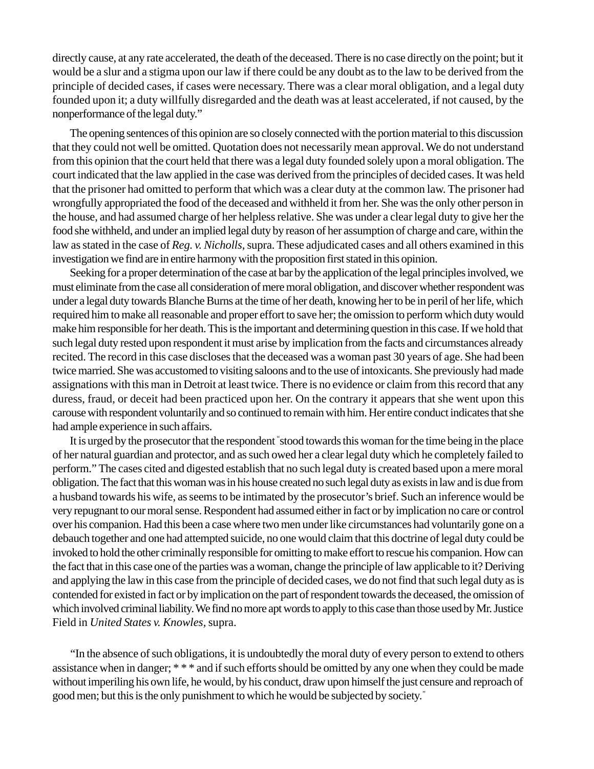directly cause, at any rate accelerated, the death of the deceased. There is no case directly on the point; but it would be a slur and a stigma upon our law if there could be any doubt as to the law to be derived from the principle of decided cases, if cases were necessary. There was a clear moral obligation, and a legal duty founded upon it; a duty willfully disregarded and the death was at least accelerated, if not caused, by the nonperformance of the legal duty."

The opening sentences of this opinion are so closely connected with the portion material to this discussion that they could not well be omitted. Quotation does not necessarily mean approval. We do not understand from this opinion that the court held that there was a legal duty founded solely upon a moral obligation. The court indicated that the law applied in the case was derived from the principles of decided cases. It was held that the prisoner had omitted to perform that which was a clear duty at the common law. The prisoner had wrongfully appropriated the food of the deceased and withheld it from her. She was the only other person in the house, and had assumed charge of her helpless relative. She was under a clear legal duty to give her the food she withheld, and under an implied legal duty by reason of her assumption of charge and care, within the law as stated in the case of *Reg. v. Nicholls,* supra. These adjudicated cases and all others examined in this investigation we find are in entire harmony with the proposition first stated in this opinion.

Seeking for a proper determination of the case at bar by the application of the legal principles involved, we must eliminate from the case all consideration of mere moral obligation, and discover whether respondent was under a legal duty towards Blanche Burns at the time of her death, knowing her to be in peril of her life, which required him to make all reasonable and proper effort to save her; the omission to perform which duty would make him responsible for her death. This is the important and determining question in this case. If we hold that such legal duty rested upon respondent it must arise by implication from the facts and circumstances already recited. The record in this case discloses that the deceased was a woman past 30 years of age. She had been twice married. She was accustomed to visiting saloons and to the use of intoxicants. She previously had made assignations with this man in Detroit at least twice. There is no evidence or claim from this record that any duress, fraud, or deceit had been practiced upon her. On the contrary it appears that she went upon this carouse with respondent voluntarily and so continued to remain with him. Her entire conduct indicates that she had ample experience in such affairs.

It is urged by the prosecutor that the respondent "stood towards this woman for the time being in the place of her natural guardian and protector, and as such owed her a clear legal duty which he completely failed to perform." The cases cited and digested establish that no such legal duty is created based upon a mere moral obligation. The fact that this woman was in his house created no such legal duty as exists in law and is due from a husband towards his wife, as seems to be intimated by the prosecutor's brief. Such an inference would be very repugnant to our moral sense. Respondent had assumed either in fact or by implication no care or control over his companion. Had this been a case where two men under like circumstances had voluntarily gone on a debauch together and one had attempted suicide, no one would claim that this doctrine of legal duty could be invoked to hold the other criminally responsible for omitting to make effort to rescue his companion. How can the fact that in this case one of the parties was a woman, change the principle of law applicable to it? Deriving and applying the law in this case from the principle of decided cases, we do not find that such legal duty as is contended for existed in fact or by implication on the part of respondent towards the deceased, the omission of which involved criminal liability. We find no more apt words to apply to this case than those used by Mr. Justice Field in *United States v. Knowles,* supra.

"In the absence of such obligations, it is undoubtedly the moral duty of every person to extend to others assistance when in danger; * * * and if such efforts should be omitted by any one when they could be made without imperiling his own life, he would, by his conduct, draw upon himself the just censure and reproach of good men; but this is the only punishment to which he would be subjected by society."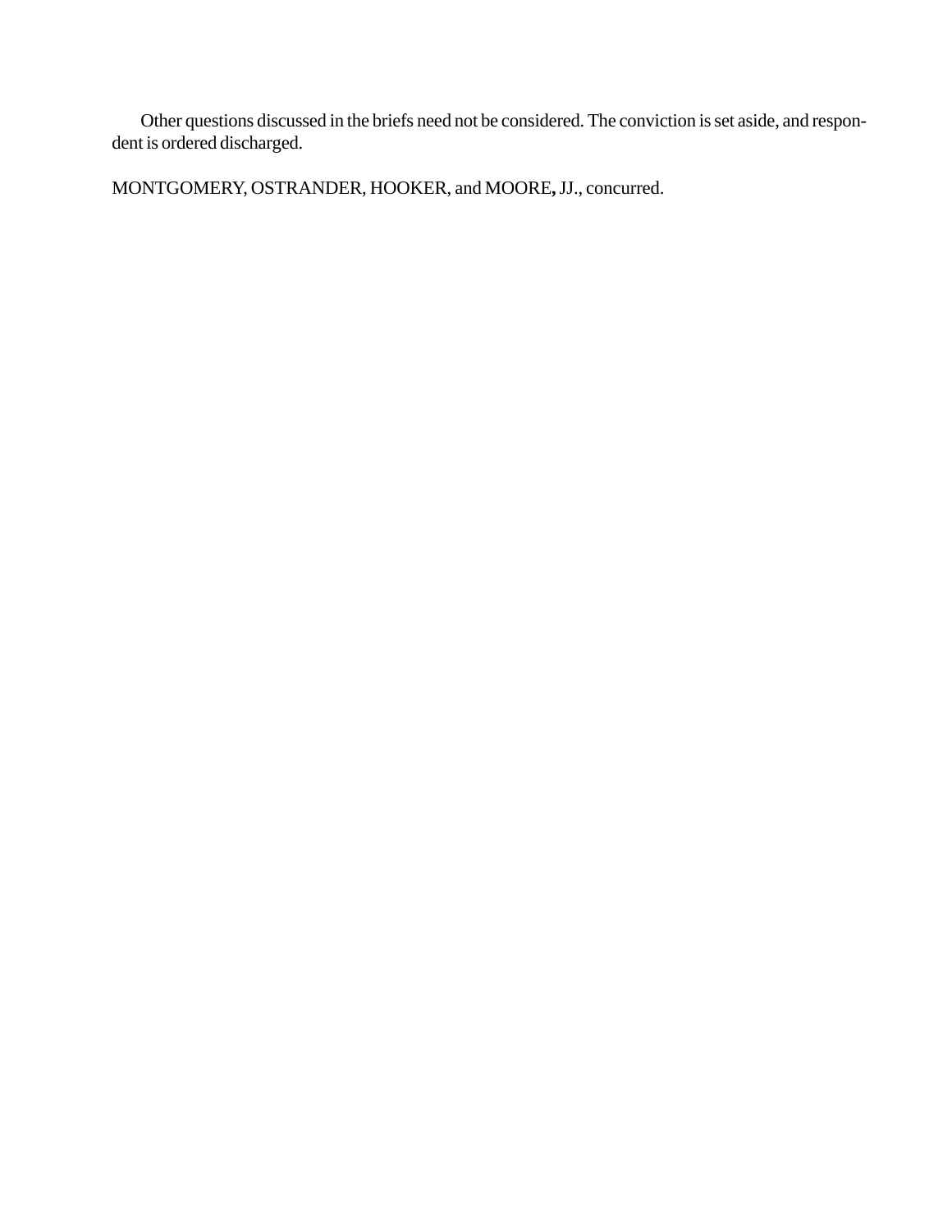Other questions discussed in the briefs need not be considered. The conviction is set aside, and respondent is ordered discharged.

MONTGOMERY, OSTRANDER, HOOKER, and MOORE**,** JJ., concurred.